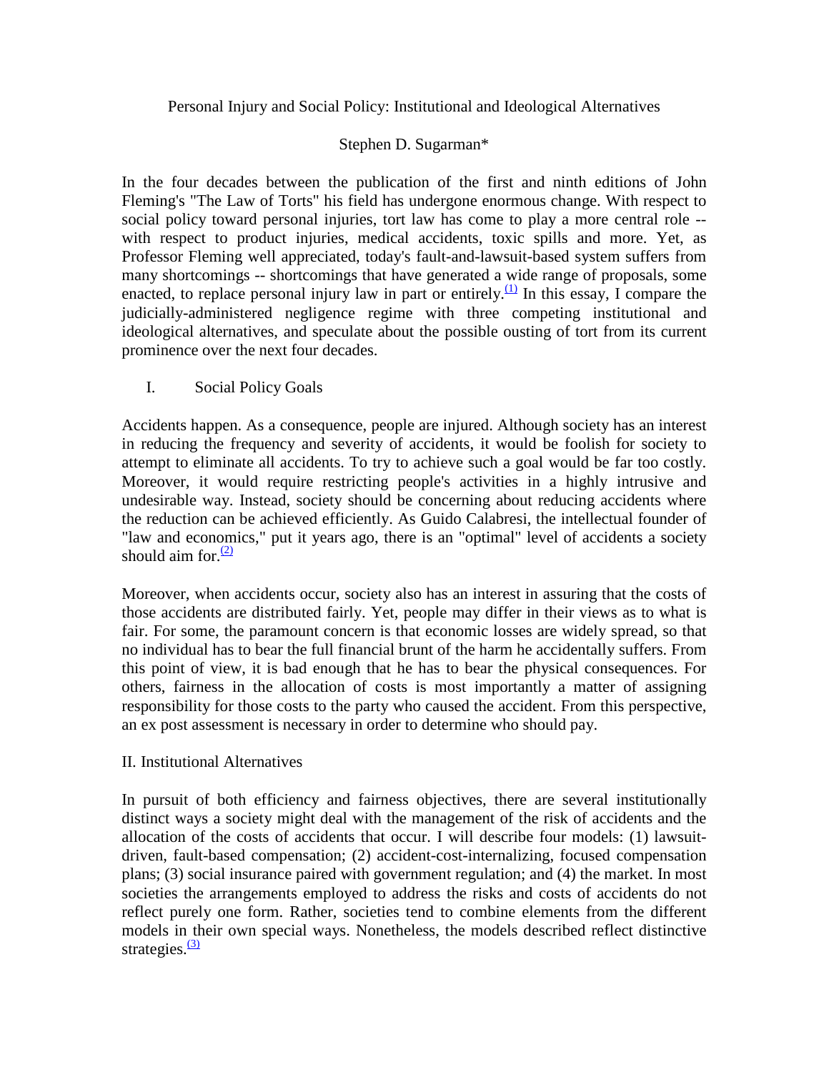# Personal Injury and Social Policy: Institutional and Ideological Alternatives

Stephen D. Sugarman*

In the four decades between the publication of the first and ninth editions of John Fleming's "The Law of Torts" his field has undergone enormous change. With respect to social policy toward personal injuries, tort law has come to play a more central role -- with respect to product injuries, medical accidents, toxic spills and more. Yet, as Professor Fleming well appreciated, today's fault-and-lawsuit-based system suffers from many shortcomings -- shortcomings that have generated a wide range of proposals, some enacted, to replace personal injury law in part or entirely.[(1)] In this essay, I compare the judicially-administered negligence regime with three competing institutional and ideological alternatives, and speculate about the possible ousting of tort from its current prominence over the next four decades.

## I. Social Policy Goals

Accidents happen. As a consequence, people are injured. Although society has an interest in reducing the frequency and severity of accidents, it would be foolish for society to attempt to eliminate all accidents. To try to achieve such a goal would be far too costly. Moreover, it would require restricting people's activities in a highly intrusive and undesirable way. Instead, society should be concerning about reducing accidents where the reduction can be achieved efficiently. As Guido Calabresi, the intellectual founder of "law and economics," put it years ago, there is an "optimal" level of accidents a society should aim for.[(2)]

Moreover, when accidents occur, society also has an interest in assuring that the costs of those accidents are distributed fairly. Yet, people may differ in their views as to what is fair. For some, the paramount concern is that economic losses are widely spread, so that no individual has to bear the full financial brunt of the harm he accidentally suffers. From this point of view, it is bad enough that he has to bear the physical consequences. For others, fairness in the allocation of costs is most importantly a matter of assigning responsibility for those costs to the party who caused the accident. From this perspective, an ex post assessment is necessary in order to determine who should pay.

## II. Institutional Alternatives

In pursuit of both efficiency and fairness objectives, there are several institutionally distinct ways a society might deal with the management of the risk of accidents and the allocation of the costs of accidents that occur. I will describe four models: (1) lawsuit-driven, fault-based compensation; (2) accident-cost-internalizing, focused compensation plans; (3) social insurance paired with government regulation; and (4) the market. In most societies the arrangements employed to address the risks and costs of accidents do not reflect purely one form. Rather, societies tend to combine elements from the different models in their own special ways. Nonetheless, the models described reflect distinctive strategies.[(3)]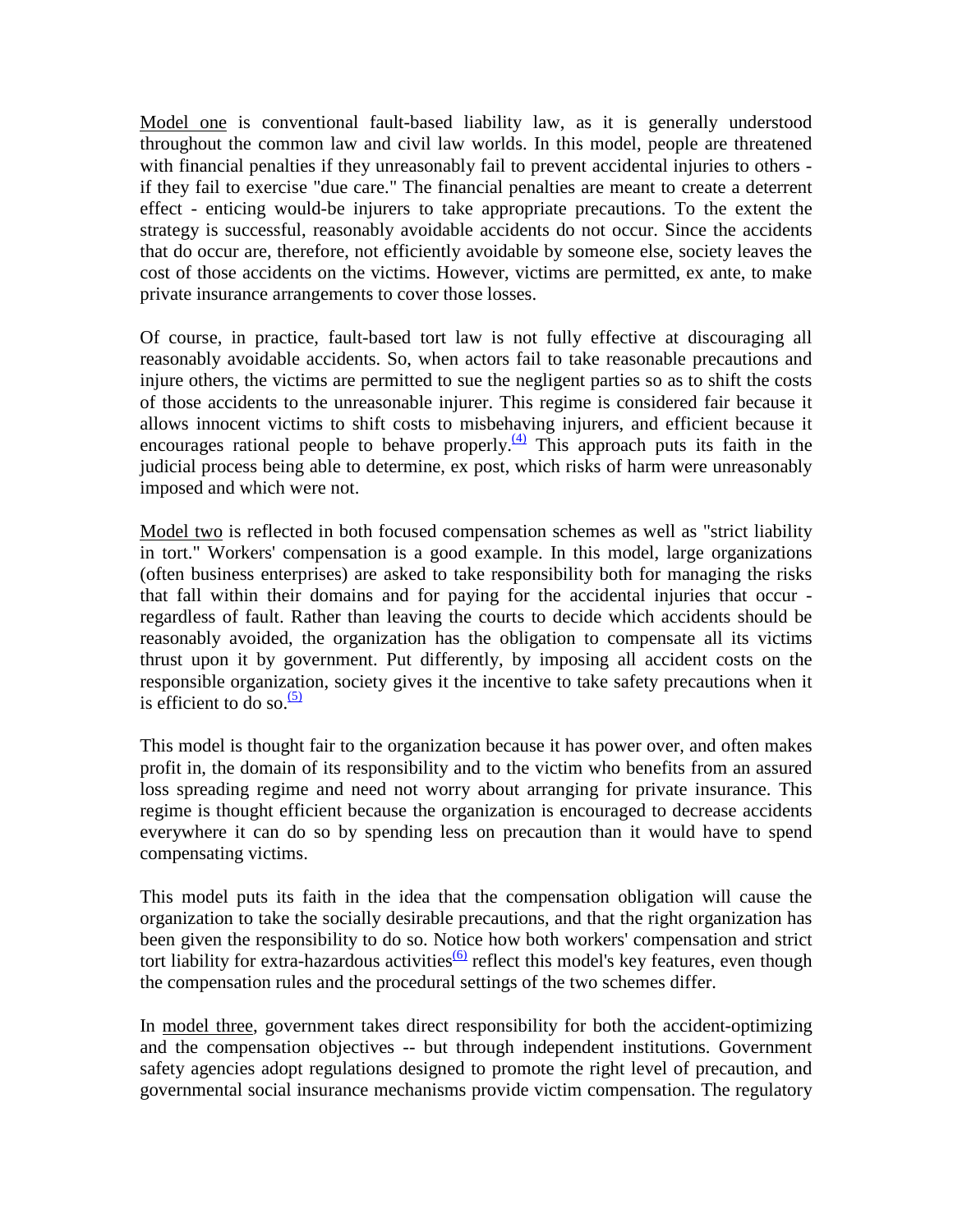Model one is conventional fault-based liability law, as it is generally understood throughout the common law and civil law worlds. In this model, people are threatened with financial penalties if they unreasonably fail to prevent accidental injuries to others - if they fail to exercise "due care." The financial penalties are meant to create a deterrent effect - enticing would-be injurers to take appropriate precautions. To the extent the strategy is successful, reasonably avoidable accidents do not occur. Since the accidents that do occur are, therefore, not efficiently avoidable by someone else, society leaves the cost of those accidents on the victims. However, victims are permitted, ex ante, to make private insurance arrangements to cover those losses.

Of course, in practice, fault-based tort law is not fully effective at discouraging all reasonably avoidable accidents. So, when actors fail to take reasonable precautions and injure others, the victims are permitted to sue the negligent parties so as to shift the costs of those accidents to the unreasonable injurer. This regime is considered fair because it allows innocent victims to shift costs to misbehaving injurers, and efficient because it encourages rational people to behave properly.[(4)] This approach puts its faith in the judicial process being able to determine, ex post, which risks of harm were unreasonably imposed and which were not.

Model two is reflected in both focused compensation schemes as well as "strict liability in tort." Workers' compensation is a good example. In this model, large organizations (often business enterprises) are asked to take responsibility both for managing the risks that fall within their domains and for paying for the accidental injuries that occur - regardless of fault. Rather than leaving the courts to decide which accidents should be reasonably avoided, the organization has the obligation to compensate all its victims thrust upon it by government. Put differently, by imposing all accident costs on the responsible organization, society gives it the incentive to take safety precautions when it is efficient to do so.[(5)]

This model is thought fair to the organization because it has power over, and often makes profit in, the domain of its responsibility and to the victim who benefits from an assured loss spreading regime and need not worry about arranging for private insurance. This regime is thought efficient because the organization is encouraged to decrease accidents everywhere it can do so by spending less on precaution than it would have to spend compensating victims.

This model puts its faith in the idea that the compensation obligation will cause the organization to take the socially desirable precautions, and that the right organization has been given the responsibility to do so. Notice how both workers' compensation and strict tort liability for extra-hazardous activities[(6)] reflect this model's key features, even though the compensation rules and the procedural settings of the two schemes differ.

In model three, government takes direct responsibility for both the accident-optimizing and the compensation objectives -- but through independent institutions. Government safety agencies adopt regulations designed to promote the right level of precaution, and governmental social insurance mechanisms provide victim compensation. The regulatory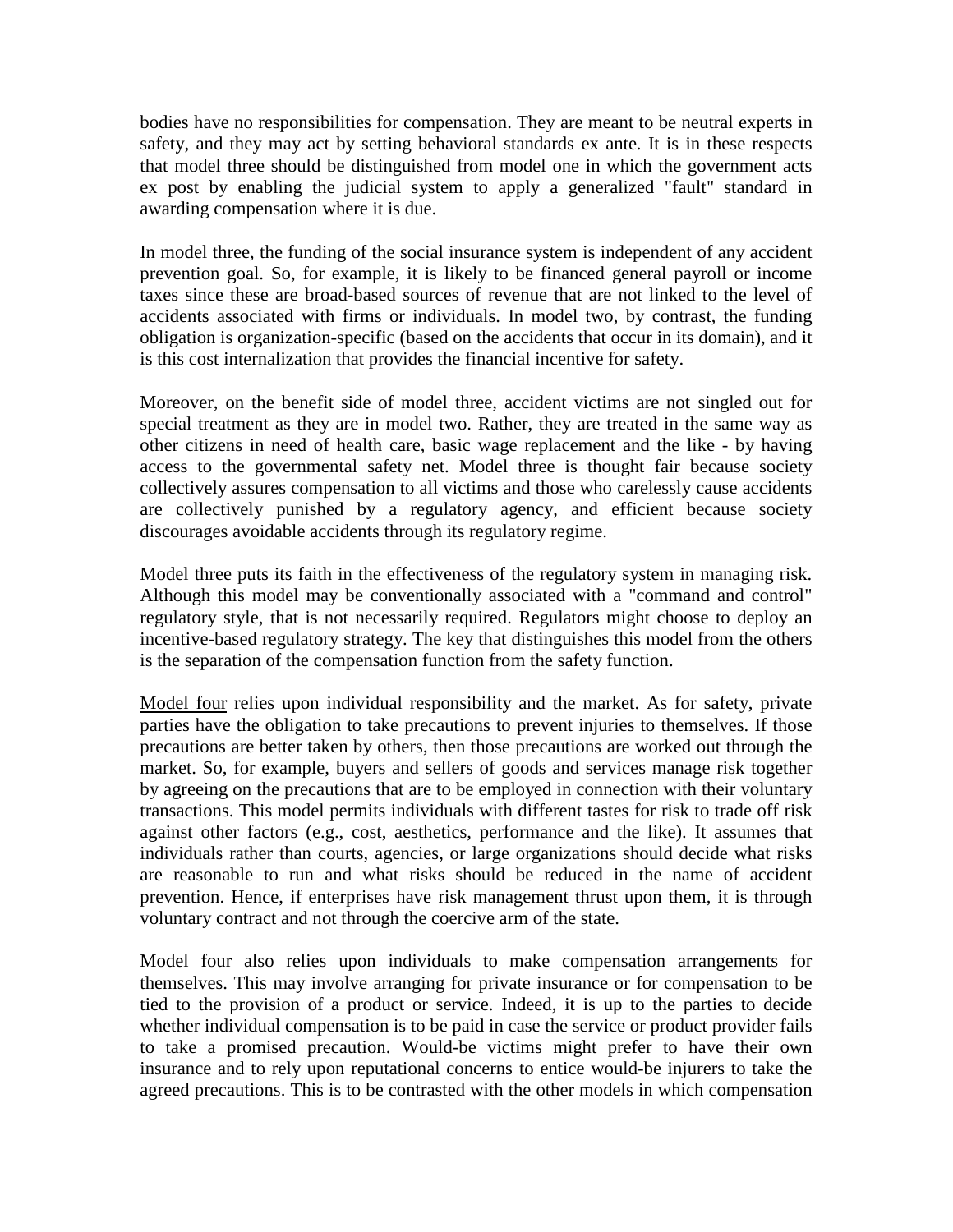bodies have no responsibilities for compensation. They are meant to be neutral experts in safety, and they may act by setting behavioral standards ex ante. It is in these respects that model three should be distinguished from model one in which the government acts ex post by enabling the judicial system to apply a generalized "fault" standard in awarding compensation where it is due.

In model three, the funding of the social insurance system is independent of any accident prevention goal. So, for example, it is likely to be financed general payroll or income taxes since these are broad-based sources of revenue that are not linked to the level of accidents associated with firms or individuals. In model two, by contrast, the funding obligation is organization-specific (based on the accidents that occur in its domain), and it is this cost internalization that provides the financial incentive for safety.

Moreover, on the benefit side of model three, accident victims are not singled out for special treatment as they are in model two. Rather, they are treated in the same way as other citizens in need of health care, basic wage replacement and the like - by having access to the governmental safety net. Model three is thought fair because society collectively assures compensation to all victims and those who carelessly cause accidents are collectively punished by a regulatory agency, and efficient because society discourages avoidable accidents through its regulatory regime.

Model three puts its faith in the effectiveness of the regulatory system in managing risk. Although this model may be conventionally associated with a "command and control" regulatory style, that is not necessarily required. Regulators might choose to deploy an incentive-based regulatory strategy. The key that distinguishes this model from the others is the separation of the compensation function from the safety function.

Model four relies upon individual responsibility and the market. As for safety, private parties have the obligation to take precautions to prevent injuries to themselves. If those precautions are better taken by others, then those precautions are worked out through the market. So, for example, buyers and sellers of goods and services manage risk together by agreeing on the precautions that are to be employed in connection with their voluntary transactions. This model permits individuals with different tastes for risk to trade off risk against other factors (e.g., cost, aesthetics, performance and the like). It assumes that individuals rather than courts, agencies, or large organizations should decide what risks are reasonable to run and what risks should be reduced in the name of accident prevention. Hence, if enterprises have risk management thrust upon them, it is through voluntary contract and not through the coercive arm of the state.

Model four also relies upon individuals to make compensation arrangements for themselves. This may involve arranging for private insurance or for compensation to be tied to the provision of a product or service. Indeed, it is up to the parties to decide whether individual compensation is to be paid in case the service or product provider fails to take a promised precaution. Would-be victims might prefer to have their own insurance and to rely upon reputational concerns to entice would-be injurers to take the agreed precautions. This is to be contrasted with the other models in which compensation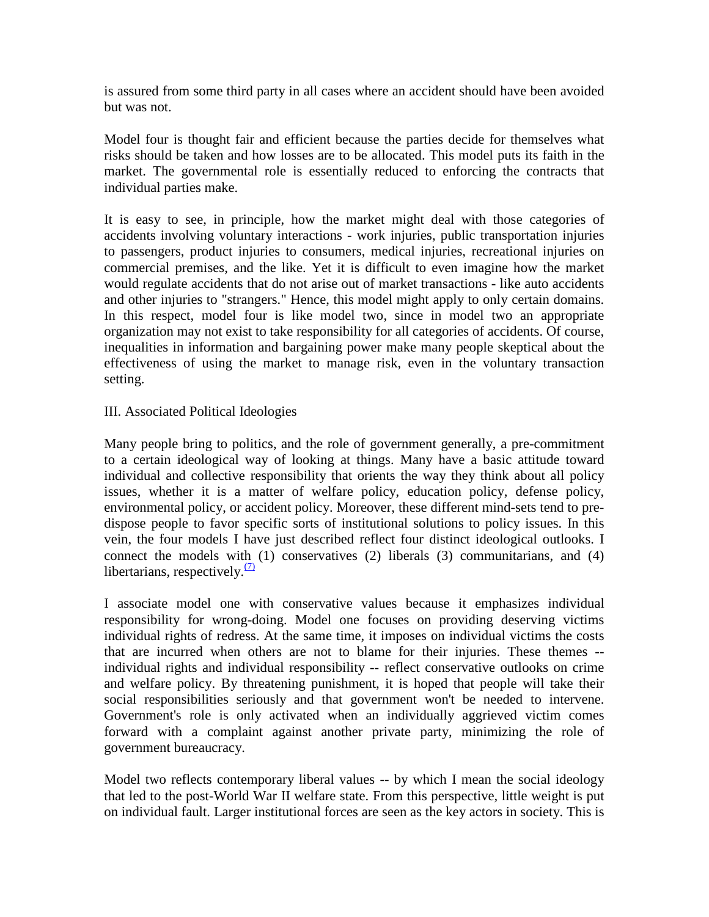is assured from some third party in all cases where an accident should have been avoided but was not.

Model four is thought fair and efficient because the parties decide for themselves what risks should be taken and how losses are to be allocated. This model puts its faith in the market. The governmental role is essentially reduced to enforcing the contracts that individual parties make.

It is easy to see, in principle, how the market might deal with those categories of accidents involving voluntary interactions - work injuries, public transportation injuries to passengers, product injuries to consumers, medical injuries, recreational injuries on commercial premises, and the like. Yet it is difficult to even imagine how the market would regulate accidents that do not arise out of market transactions - like auto accidents and other injuries to "strangers." Hence, this model might apply to only certain domains. In this respect, model four is like model two, since in model two an appropriate organization may not exist to take responsibility for all categories of accidents. Of course, inequalities in information and bargaining power make many people skeptical about the effectiveness of using the market to manage risk, even in the voluntary transaction setting.

## III. Associated Political Ideologies

Many people bring to politics, and the role of government generally, a pre-commitment to a certain ideological way of looking at things. Many have a basic attitude toward individual and collective responsibility that orients the way they think about all policy issues, whether it is a matter of welfare policy, education policy, defense policy, environmental policy, or accident policy. Moreover, these different mind-sets tend to pre-dispose people to favor specific sorts of institutional solutions to policy issues. In this vein, the four models I have just described reflect four distinct ideological outlooks. I connect the models with (1) conservatives (2) liberals (3) communitarians, and (4) libertarians, respectively.[7]

I associate model one with conservative values because it emphasizes individual responsibility for wrong-doing. Model one focuses on providing deserving victims individual rights of redress. At the same time, it imposes on individual victims the costs that are incurred when others are not to blame for their injuries. These themes -- individual rights and individual responsibility -- reflect conservative outlooks on crime and welfare policy. By threatening punishment, it is hoped that people will take their social responsibilities seriously and that government won't be needed to intervene. Government's role is only activated when an individually aggrieved victim comes forward with a complaint against another private party, minimizing the role of government bureaucracy.

Model two reflects contemporary liberal values -- by which I mean the social ideology that led to the post-World War II welfare state. From this perspective, little weight is put on individual fault. Larger institutional forces are seen as the key actors in society. This is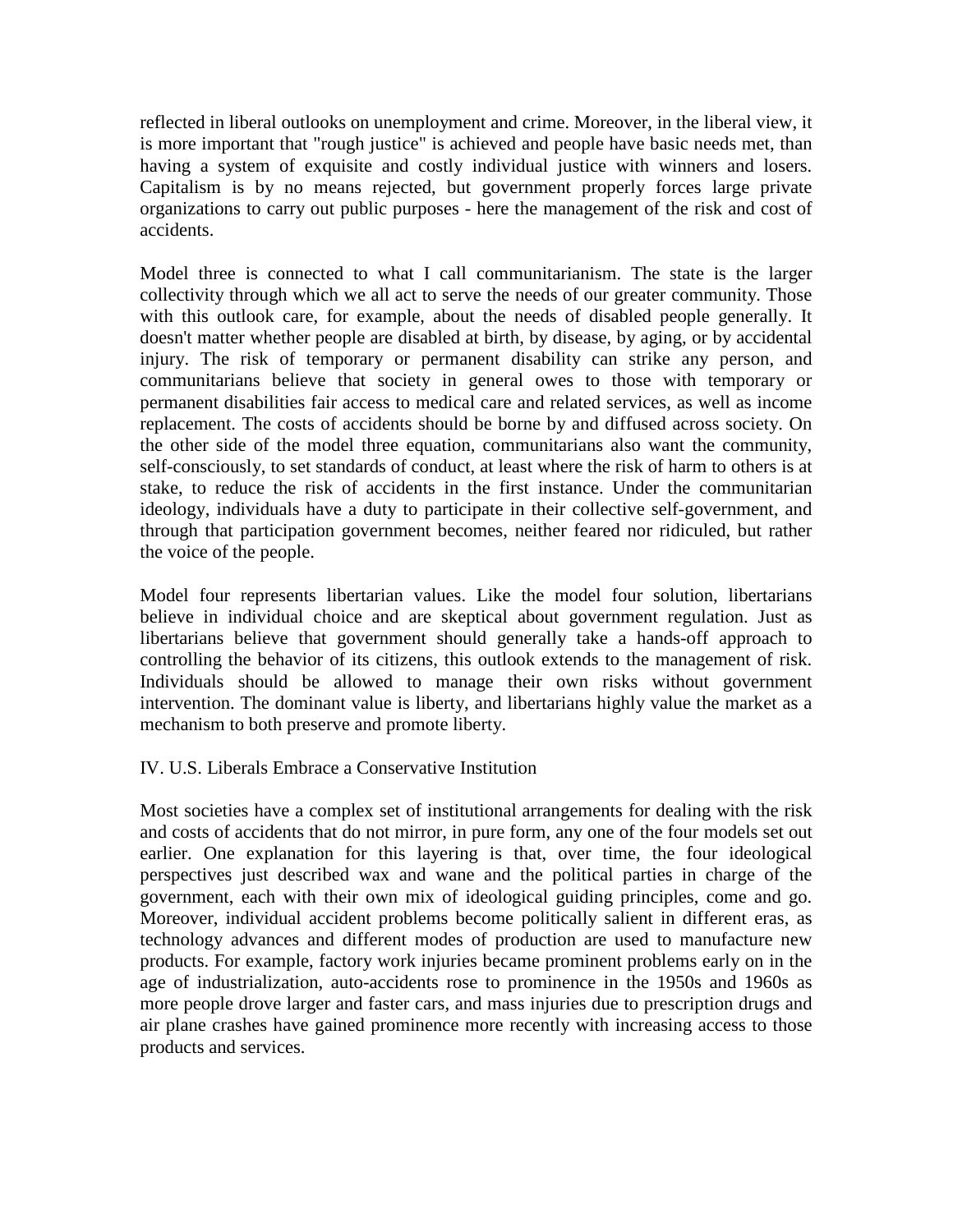reflected in liberal outlooks on unemployment and crime. Moreover, in the liberal view, it is more important that "rough justice" is achieved and people have basic needs met, than having a system of exquisite and costly individual justice with winners and losers. Capitalism is by no means rejected, but government properly forces large private organizations to carry out public purposes - here the management of the risk and cost of accidents.

Model three is connected to what I call communitarianism. The state is the larger collectivity through which we all act to serve the needs of our greater community. Those with this outlook care, for example, about the needs of disabled people generally. It doesn't matter whether people are disabled at birth, by disease, by aging, or by accidental injury. The risk of temporary or permanent disability can strike any person, and communitarians believe that society in general owes to those with temporary or permanent disabilities fair access to medical care and related services, as well as income replacement. The costs of accidents should be borne by and diffused across society. On the other side of the model three equation, communitarians also want the community, self-consciously, to set standards of conduct, at least where the risk of harm to others is at stake, to reduce the risk of accidents in the first instance. Under the communitarian ideology, individuals have a duty to participate in their collective self-government, and through that participation government becomes, neither feared nor ridiculed, but rather the voice of the people.

Model four represents libertarian values. Like the model four solution, libertarians believe in individual choice and are skeptical about government regulation. Just as libertarians believe that government should generally take a hands-off approach to controlling the behavior of its citizens, this outlook extends to the management of risk. Individuals should be allowed to manage their own risks without government intervention. The dominant value is liberty, and libertarians highly value the market as a mechanism to both preserve and promote liberty.

## IV. U.S. Liberals Embrace a Conservative Institution

Most societies have a complex set of institutional arrangements for dealing with the risk and costs of accidents that do not mirror, in pure form, any one of the four models set out earlier. One explanation for this layering is that, over time, the four ideological perspectives just described wax and wane and the political parties in charge of the government, each with their own mix of ideological guiding principles, come and go. Moreover, individual accident problems become politically salient in different eras, as technology advances and different modes of production are used to manufacture new products. For example, factory work injuries became prominent problems early on in the age of industrialization, auto-accidents rose to prominence in the 1950s and 1960s as more people drove larger and faster cars, and mass injuries due to prescription drugs and air plane crashes have gained prominence more recently with increasing access to those products and services.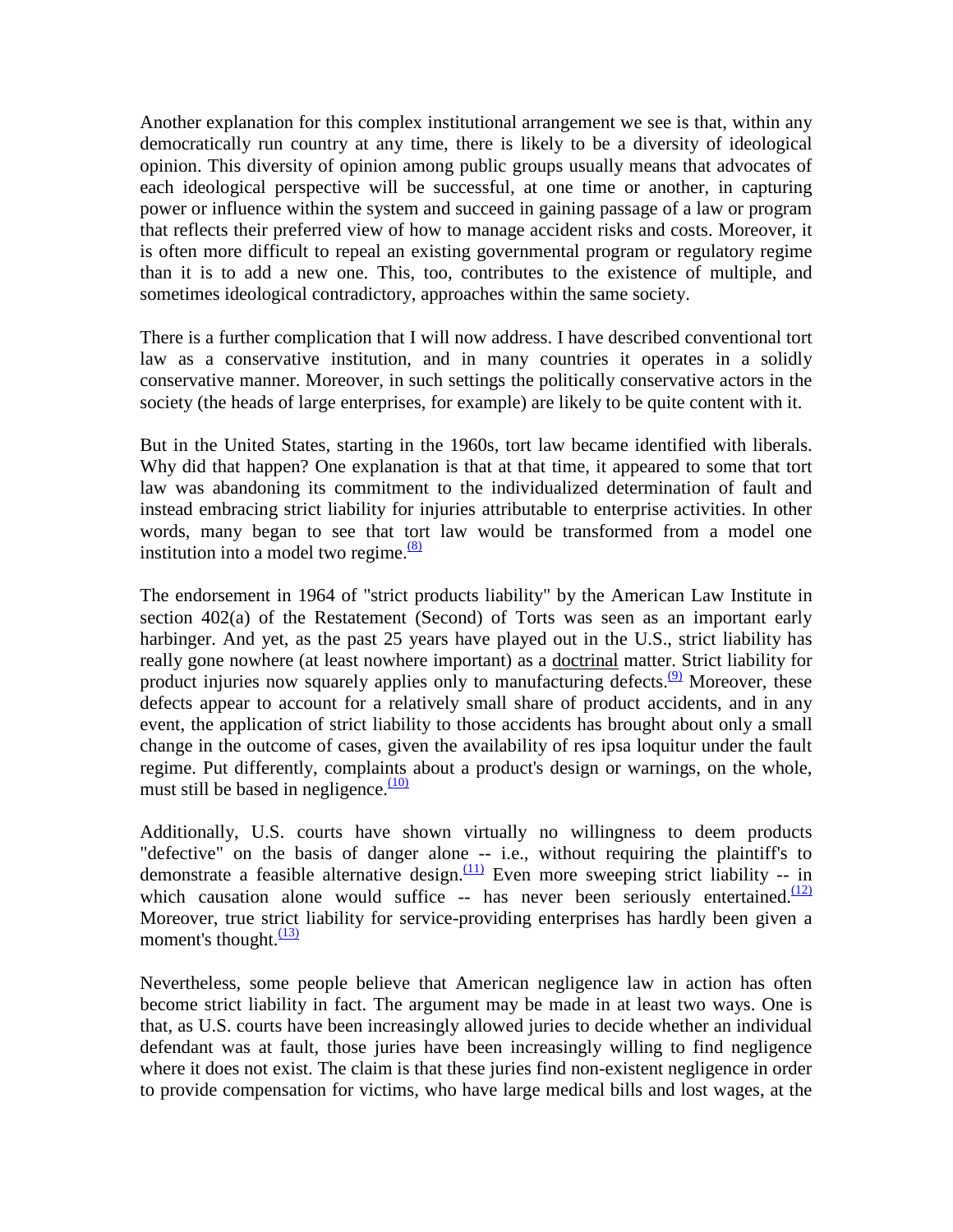Another explanation for this complex institutional arrangement we see is that, within any democratically run country at any time, there is likely to be a diversity of ideological opinion. This diversity of opinion among public groups usually means that advocates of each ideological perspective will be successful, at one time or another, in capturing power or influence within the system and succeed in gaining passage of a law or program that reflects their preferred view of how to manage accident risks and costs. Moreover, it is often more difficult to repeal an existing governmental program or regulatory regime than it is to add a new one. This, too, contributes to the existence of multiple, and sometimes ideological contradictory, approaches within the same society.

There is a further complication that I will now address. I have described conventional tort law as a conservative institution, and in many countries it operates in a solidly conservative manner. Moreover, in such settings the politically conservative actors in the society (the heads of large enterprises, for example) are likely to be quite content with it.

But in the United States, starting in the 1960s, tort law became identified with liberals. Why did that happen? One explanation is that at that time, it appeared to some that tort law was abandoning its commitment to the individualized determination of fault and instead embracing strict liability for injuries attributable to enterprise activities. In other words, many began to see that tort law would be transformed from a model one institution into a model two regime.[(8)]

The endorsement in 1964 of "strict products liability" by the American Law Institute in section 402(a) of the Restatement (Second) of Torts was seen as an important early harbinger. And yet, as the past 25 years have played out in the U.S., strict liability has really gone nowhere (at least nowhere important) as a doctrinal matter. Strict liability for product injuries now squarely applies only to manufacturing defects.[(9)] Moreover, these defects appear to account for a relatively small share of product accidents, and in any event, the application of strict liability to those accidents has brought about only a small change in the outcome of cases, given the availability of res ipsa loquitur under the fault regime. Put differently, complaints about a product's design or warnings, on the whole, must still be based in negligence.[(10)]

Additionally, U.S. courts have shown virtually no willingness to deem products "defective" on the basis of danger alone -- i.e., without requiring the plaintiff's to demonstrate a feasible alternative design.[(11)] Even more sweeping strict liability -- in which causation alone would suffice -- has never been seriously entertained.[(12)] Moreover, true strict liability for service-providing enterprises has hardly been given a moment's thought.[(13)]

Nevertheless, some people believe that American negligence law in action has often become strict liability in fact. The argument may be made in at least two ways. One is that, as U.S. courts have been increasingly allowed juries to decide whether an individual defendant was at fault, those juries have been increasingly willing to find negligence where it does not exist. The claim is that these juries find non-existent negligence in order to provide compensation for victims, who have large medical bills and lost wages, at the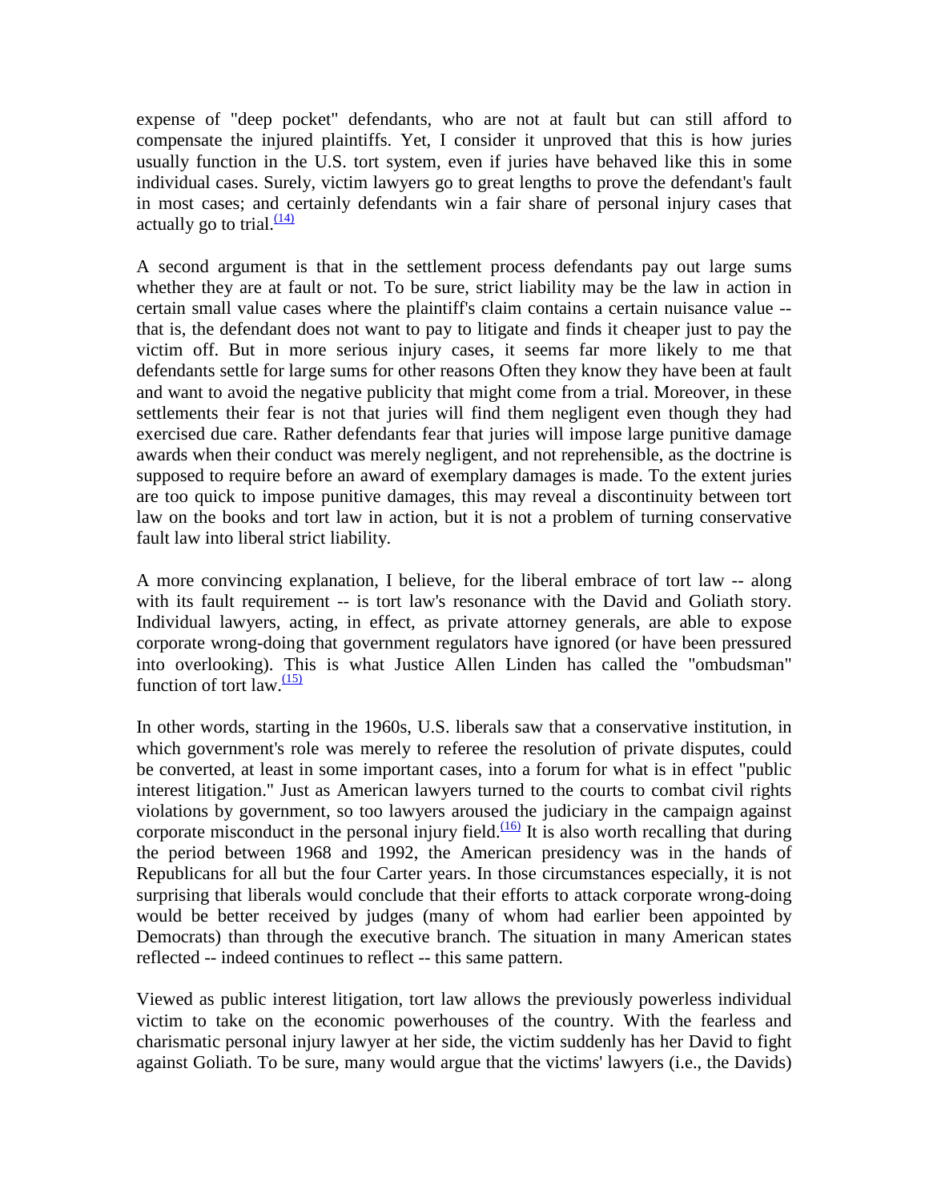expense of "deep pocket" defendants, who are not at fault but can still afford to compensate the injured plaintiffs. Yet, I consider it unproved that this is how juries usually function in the U.S. tort system, even if juries have behaved like this in some individual cases. Surely, victim lawyers go to great lengths to prove the defendant's fault in most cases; and certainly defendants win a fair share of personal injury cases that actually go to trial.[(14)]

A second argument is that in the settlement process defendants pay out large sums whether they are at fault or not. To be sure, strict liability may be the law in action in certain small value cases where the plaintiff's claim contains a certain nuisance value -- that is, the defendant does not want to pay to litigate and finds it cheaper just to pay the victim off. But in more serious injury cases, it seems far more likely to me that defendants settle for large sums for other reasons Often they know they have been at fault and want to avoid the negative publicity that might come from a trial. Moreover, in these settlements their fear is not that juries will find them negligent even though they had exercised due care. Rather defendants fear that juries will impose large punitive damage awards when their conduct was merely negligent, and not reprehensible, as the doctrine is supposed to require before an award of exemplary damages is made. To the extent juries are too quick to impose punitive damages, this may reveal a discontinuity between tort law on the books and tort law in action, but it is not a problem of turning conservative fault law into liberal strict liability.

A more convincing explanation, I believe, for the liberal embrace of tort law -- along with its fault requirement -- is tort law's resonance with the David and Goliath story. Individual lawyers, acting, in effect, as private attorney generals, are able to expose corporate wrong-doing that government regulators have ignored (or have been pressured into overlooking). This is what Justice Allen Linden has called the "ombudsman" function of tort law.[(15)]

In other words, starting in the 1960s, U.S. liberals saw that a conservative institution, in which government's role was merely to referee the resolution of private disputes, could be converted, at least in some important cases, into a forum for what is in effect "public interest litigation." Just as American lawyers turned to the courts to combat civil rights violations by government, so too lawyers aroused the judiciary in the campaign against corporate misconduct in the personal injury field.[(16)] It is also worth recalling that during the period between 1968 and 1992, the American presidency was in the hands of Republicans for all but the four Carter years. In those circumstances especially, it is not surprising that liberals would conclude that their efforts to attack corporate wrong-doing would be better received by judges (many of whom had earlier been appointed by Democrats) than through the executive branch. The situation in many American states reflected -- indeed continues to reflect -- this same pattern.

Viewed as public interest litigation, tort law allows the previously powerless individual victim to take on the economic powerhouses of the country. With the fearless and charismatic personal injury lawyer at her side, the victim suddenly has her David to fight against Goliath. To be sure, many would argue that the victims' lawyers (i.e., the Davids)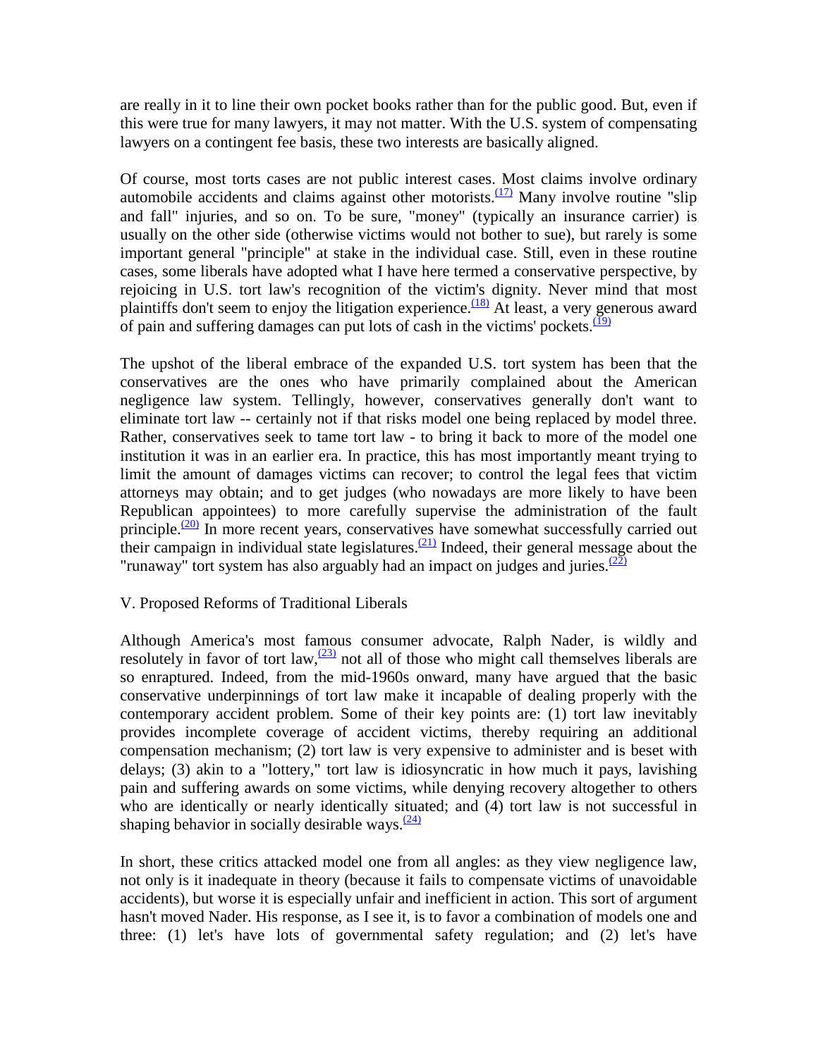are really in it to line their own pocket books rather than for the public good. But, even if this were true for many lawyers, it may not matter. With the U.S. system of compensating lawyers on a contingent fee basis, these two interests are basically aligned.

Of course, most torts cases are not public interest cases. Most claims involve ordinary automobile accidents and claims against other motorists.[(17)] Many involve routine "slip and fall" injuries, and so on. To be sure, "money" (typically an insurance carrier) is usually on the other side (otherwise victims would not bother to sue), but rarely is some important general "principle" at stake in the individual case. Still, even in these routine cases, some liberals have adopted what I have here termed a conservative perspective, by rejoicing in U.S. tort law's recognition of the victim's dignity. Never mind that most plaintiffs don't seem to enjoy the litigation experience.[(18)] At least, a very generous award of pain and suffering damages can put lots of cash in the victims' pockets.[(19)]

The upshot of the liberal embrace of the expanded U.S. tort system has been that the conservatives are the ones who have primarily complained about the American negligence law system. Tellingly, however, conservatives generally don't want to eliminate tort law -- certainly not if that risks model one being replaced by model three. Rather, conservatives seek to tame tort law - to bring it back to more of the model one institution it was in an earlier era. In practice, this has most importantly meant trying to limit the amount of damages victims can recover; to control the legal fees that victim attorneys may obtain; and to get judges (who nowadays are more likely to have been Republican appointees) to more carefully supervise the administration of the fault principle.[(20)] In more recent years, conservatives have somewhat successfully carried out their campaign in individual state legislatures.[(21)] Indeed, their general message about the "runaway" tort system has also arguably had an impact on judges and juries.[(22)]

V. Proposed Reforms of Traditional Liberals

Although America's most famous consumer advocate, Ralph Nader, is wildly and resolutely in favor of tort law,[(23)] not all of those who might call themselves liberals are so enraptured. Indeed, from the mid-1960s onward, many have argued that the basic conservative underpinnings of tort law make it incapable of dealing properly with the contemporary accident problem. Some of their key points are: (1) tort law inevitably provides incomplete coverage of accident victims, thereby requiring an additional compensation mechanism; (2) tort law is very expensive to administer and is beset with delays; (3) akin to a "lottery," tort law is idiosyncratic in how much it pays, lavishing pain and suffering awards on some victims, while denying recovery altogether to others who are identically or nearly identically situated; and (4) tort law is not successful in shaping behavior in socially desirable ways.[(24)]

In short, these critics attacked model one from all angles: as they view negligence law, not only is it inadequate in theory (because it fails to compensate victims of unavoidable accidents), but worse it is especially unfair and inefficient in action. This sort of argument hasn't moved Nader. His response, as I see it, is to favor a combination of models one and three: (1) let's have lots of governmental safety regulation; and (2) let's have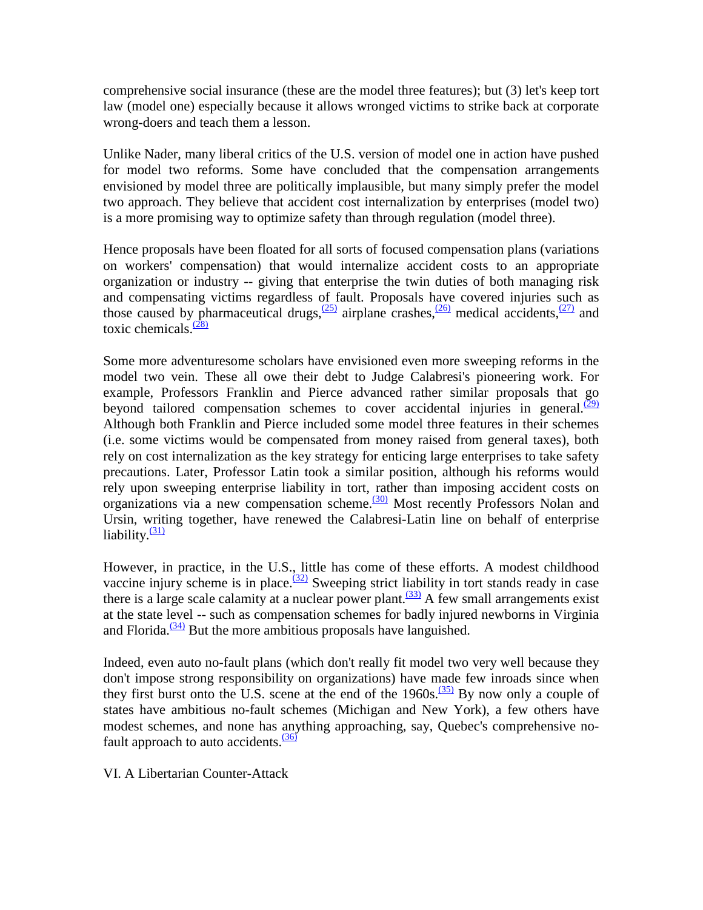comprehensive social insurance (these are the model three features); but (3) let's keep tort law (model one) especially because it allows wronged victims to strike back at corporate wrong-doers and teach them a lesson.

Unlike Nader, many liberal critics of the U.S. version of model one in action have pushed for model two reforms. Some have concluded that the compensation arrangements envisioned by model three are politically implausible, but many simply prefer the model two approach. They believe that accident cost internalization by enterprises (model two) is a more promising way to optimize safety than through regulation (model three).

Hence proposals have been floated for all sorts of focused compensation plans (variations on workers' compensation) that would internalize accident costs to an appropriate organization or industry -- giving that enterprise the twin duties of both managing risk and compensating victims regardless of fault. Proposals have covered injuries such as those caused by pharmaceutical drugs,[(25)] airplane crashes,[(26)] medical accidents,[(27)] and toxic chemicals.[(28)]

Some more adventuresome scholars have envisioned even more sweeping reforms in the model two vein. These all owe their debt to Judge Calabresi's pioneering work. For example, Professors Franklin and Pierce advanced rather similar proposals that go beyond tailored compensation schemes to cover accidental injuries in general.[(29)] Although both Franklin and Pierce included some model three features in their schemes (i.e. some victims would be compensated from money raised from general taxes), both rely on cost internalization as the key strategy for enticing large enterprises to take safety precautions. Later, Professor Latin took a similar position, although his reforms would rely upon sweeping enterprise liability in tort, rather than imposing accident costs on organizations via a new compensation scheme.[(30)] Most recently Professors Nolan and Ursin, writing together, have renewed the Calabresi-Latin line on behalf of enterprise liability.[(31)]

However, in practice, in the U.S., little has come of these efforts. A modest childhood vaccine injury scheme is in place.[(32)] Sweeping strict liability in tort stands ready in case there is a large scale calamity at a nuclear power plant.[(33)] A few small arrangements exist at the state level -- such as compensation schemes for badly injured newborns in Virginia and Florida.[(34)] But the more ambitious proposals have languished.

Indeed, even auto no-fault plans (which don't really fit model two very well because they don't impose strong responsibility on organizations) have made few inroads since when they first burst onto the U.S. scene at the end of the 1960s.[(35)] By now only a couple of states have ambitious no-fault schemes (Michigan and New York), a few others have modest schemes, and none has anything approaching, say, Quebec's comprehensive no-fault approach to auto accidents.[(36)]

## VI. A Libertarian Counter-Attack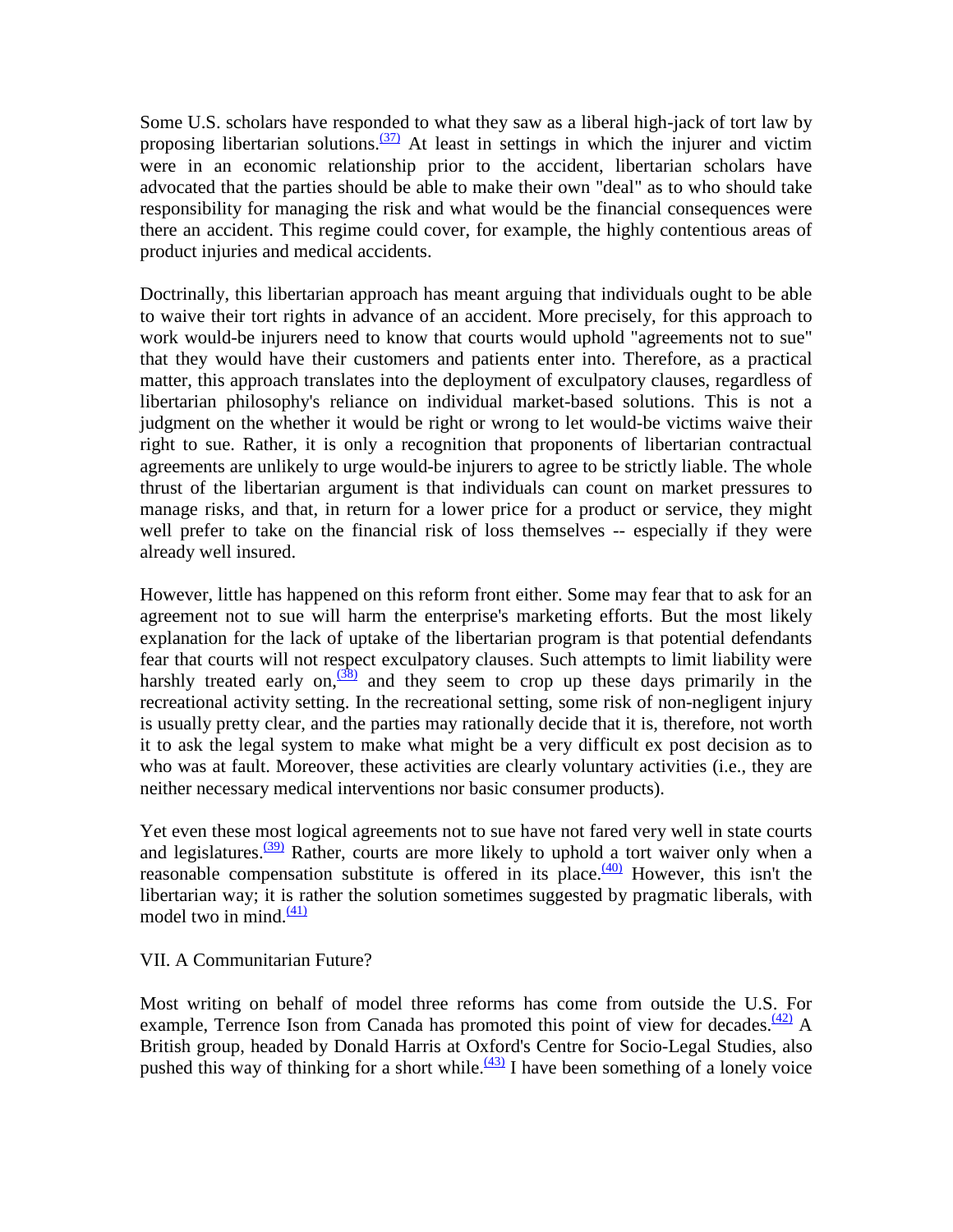Some U.S. scholars have responded to what they saw as a liberal high-jack of tort law by proposing libertarian solutions.[(37)] At least in settings in which the injurer and victim were in an economic relationship prior to the accident, libertarian scholars have advocated that the parties should be able to make their own "deal" as to who should take responsibility for managing the risk and what would be the financial consequences were there an accident. This regime could cover, for example, the highly contentious areas of product injuries and medical accidents.

Doctrinally, this libertarian approach has meant arguing that individuals ought to be able to waive their tort rights in advance of an accident. More precisely, for this approach to work would-be injurers need to know that courts would uphold "agreements not to sue" that they would have their customers and patients enter into. Therefore, as a practical matter, this approach translates into the deployment of exculpatory clauses, regardless of libertarian philosophy's reliance on individual market-based solutions. This is not a judgment on the whether it would be right or wrong to let would-be victims waive their right to sue. Rather, it is only a recognition that proponents of libertarian contractual agreements are unlikely to urge would-be injurers to agree to be strictly liable. The whole thrust of the libertarian argument is that individuals can count on market pressures to manage risks, and that, in return for a lower price for a product or service, they might well prefer to take on the financial risk of loss themselves -- especially if they were already well insured.

However, little has happened on this reform front either. Some may fear that to ask for an agreement not to sue will harm the enterprise's marketing efforts. But the most likely explanation for the lack of uptake of the libertarian program is that potential defendants fear that courts will not respect exculpatory clauses. Such attempts to limit liability were harshly treated early on,[(38)] and they seem to crop up these days primarily in the recreational activity setting. In the recreational setting, some risk of non-negligent injury is usually pretty clear, and the parties may rationally decide that it is, therefore, not worth it to ask the legal system to make what might be a very difficult ex post decision as to who was at fault. Moreover, these activities are clearly voluntary activities (i.e., they are neither necessary medical interventions nor basic consumer products).

Yet even these most logical agreements not to sue have not fared very well in state courts and legislatures.[(39)] Rather, courts are more likely to uphold a tort waiver only when a reasonable compensation substitute is offered in its place.[(40)] However, this isn't the libertarian way; it is rather the solution sometimes suggested by pragmatic liberals, with model two in mind.[(41)]

## VII. A Communitarian Future?

Most writing on behalf of model three reforms has come from outside the U.S. For example, Terrence Ison from Canada has promoted this point of view for decades.[(42)] A British group, headed by Donald Harris at Oxford's Centre for Socio-Legal Studies, also pushed this way of thinking for a short while.[(43)] I have been something of a lonely voice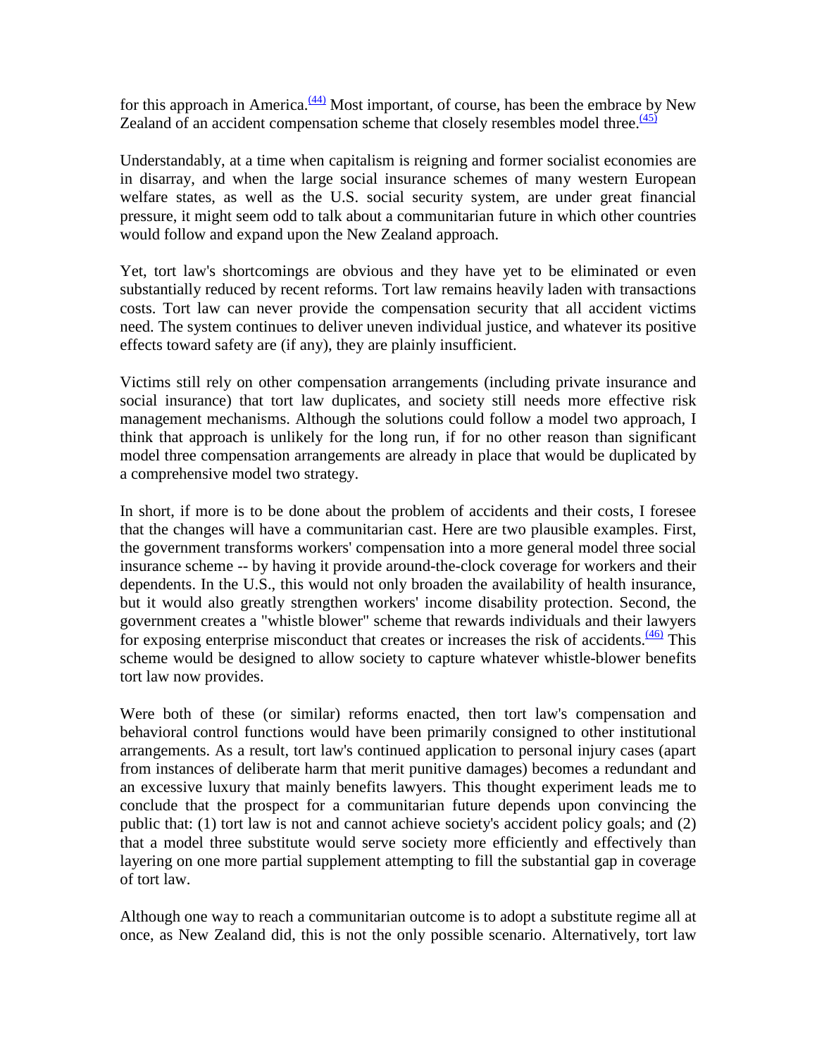for this approach in America.[44] Most important, of course, has been the embrace by New Zealand of an accident compensation scheme that closely resembles model three.[45]

Understandably, at a time when capitalism is reigning and former socialist economies are in disarray, and when the large social insurance schemes of many western European welfare states, as well as the U.S. social security system, are under great financial pressure, it might seem odd to talk about a communitarian future in which other countries would follow and expand upon the New Zealand approach.

Yet, tort law's shortcomings are obvious and they have yet to be eliminated or even substantially reduced by recent reforms. Tort law remains heavily laden with transactions costs. Tort law can never provide the compensation security that all accident victims need. The system continues to deliver uneven individual justice, and whatever its positive effects toward safety are (if any), they are plainly insufficient.

Victims still rely on other compensation arrangements (including private insurance and social insurance) that tort law duplicates, and society still needs more effective risk management mechanisms. Although the solutions could follow a model two approach, I think that approach is unlikely for the long run, if for no other reason than significant model three compensation arrangements are already in place that would be duplicated by a comprehensive model two strategy.

In short, if more is to be done about the problem of accidents and their costs, I foresee that the changes will have a communitarian cast. Here are two plausible examples. First, the government transforms workers' compensation into a more general model three social insurance scheme -- by having it provide around-the-clock coverage for workers and their dependents. In the U.S., this would not only broaden the availability of health insurance, but it would also greatly strengthen workers' income disability protection. Second, the government creates a "whistle blower" scheme that rewards individuals and their lawyers for exposing enterprise misconduct that creates or increases the risk of accidents.[46] This scheme would be designed to allow society to capture whatever whistle-blower benefits tort law now provides.

Were both of these (or similar) reforms enacted, then tort law's compensation and behavioral control functions would have been primarily consigned to other institutional arrangements. As a result, tort law's continued application to personal injury cases (apart from instances of deliberate harm that merit punitive damages) becomes a redundant and an excessive luxury that mainly benefits lawyers. This thought experiment leads me to conclude that the prospect for a communitarian future depends upon convincing the public that: (1) tort law is not and cannot achieve society's accident policy goals; and (2) that a model three substitute would serve society more efficiently and effectively than layering on one more partial supplement attempting to fill the substantial gap in coverage of tort law.

Although one way to reach a communitarian outcome is to adopt a substitute regime all at once, as New Zealand did, this is not the only possible scenario. Alternatively, tort law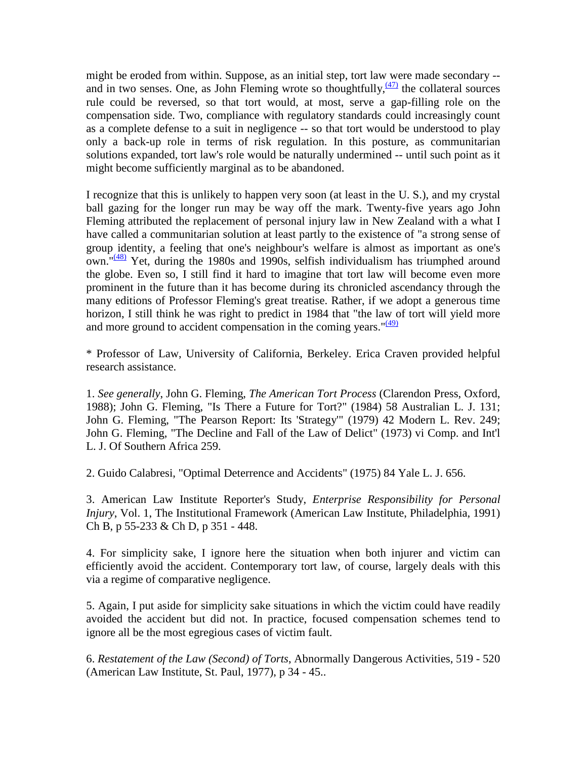might be eroded from within. Suppose, as an initial step, tort law were made secondary -- and in two senses. One, as John Fleming wrote so thoughtfully,[47] the collateral sources rule could be reversed, so that tort would, at most, serve a gap-filling role on the compensation side. Two, compliance with regulatory standards could increasingly count as a complete defense to a suit in negligence -- so that tort would be understood to play only a back-up role in terms of risk regulation. In this posture, as communitarian solutions expanded, tort law's role would be naturally undermined -- until such point as it might become sufficiently marginal as to be abandoned.

I recognize that this is unlikely to happen very soon (at least in the U. S.), and my crystal ball gazing for the longer run may be way off the mark. Twenty-five years ago John Fleming attributed the replacement of personal injury law in New Zealand with a what I have called a communitarian solution at least partly to the existence of "a strong sense of group identity, a feeling that one's neighbour's welfare is almost as important as one's own."[48] Yet, during the 1980s and 1990s, selfish individualism has triumphed around the globe. Even so, I still find it hard to imagine that tort law will become even more prominent in the future than it has become during its chronicled ascendancy through the many editions of Professor Fleming's great treatise. Rather, if we adopt a generous time horizon, I still think he was right to predict in 1984 that "the law of tort will yield more and more ground to accident compensation in the coming years."[49]

* Professor of Law, University of California, Berkeley. Erica Craven provided helpful research assistance.

1. *See generally*, John G. Fleming, *The American Tort Process* (Clarendon Press, Oxford, 1988); John G. Fleming, "Is There a Future for Tort?" (1984) 58 Australian L. J. 131; John G. Fleming, "The Pearson Report: Its 'Strategy'" (1979) 42 Modern L. Rev. 249; John G. Fleming, "The Decline and Fall of the Law of Delict" (1973) vi Comp. and Int'l L. J. Of Southern Africa 259.

2. Guido Calabresi, "Optimal Deterrence and Accidents" (1975) 84 Yale L. J. 656.

3. American Law Institute Reporter's Study, *Enterprise Responsibility for Personal Injury*, Vol. 1, The Institutional Framework (American Law Institute, Philadelphia, 1991) Ch B, p 55-233 & Ch D, p 351 - 448.

4. For simplicity sake, I ignore here the situation when both injurer and victim can efficiently avoid the accident. Contemporary tort law, of course, largely deals with this via a regime of comparative negligence.

5. Again, I put aside for simplicity sake situations in which the victim could have readily avoided the accident but did not. In practice, focused compensation schemes tend to ignore all be the most egregious cases of victim fault.

6. *Restatement of the Law (Second) of Torts*, Abnormally Dangerous Activities, 519 - 520 (American Law Institute, St. Paul, 1977), p 34 - 45..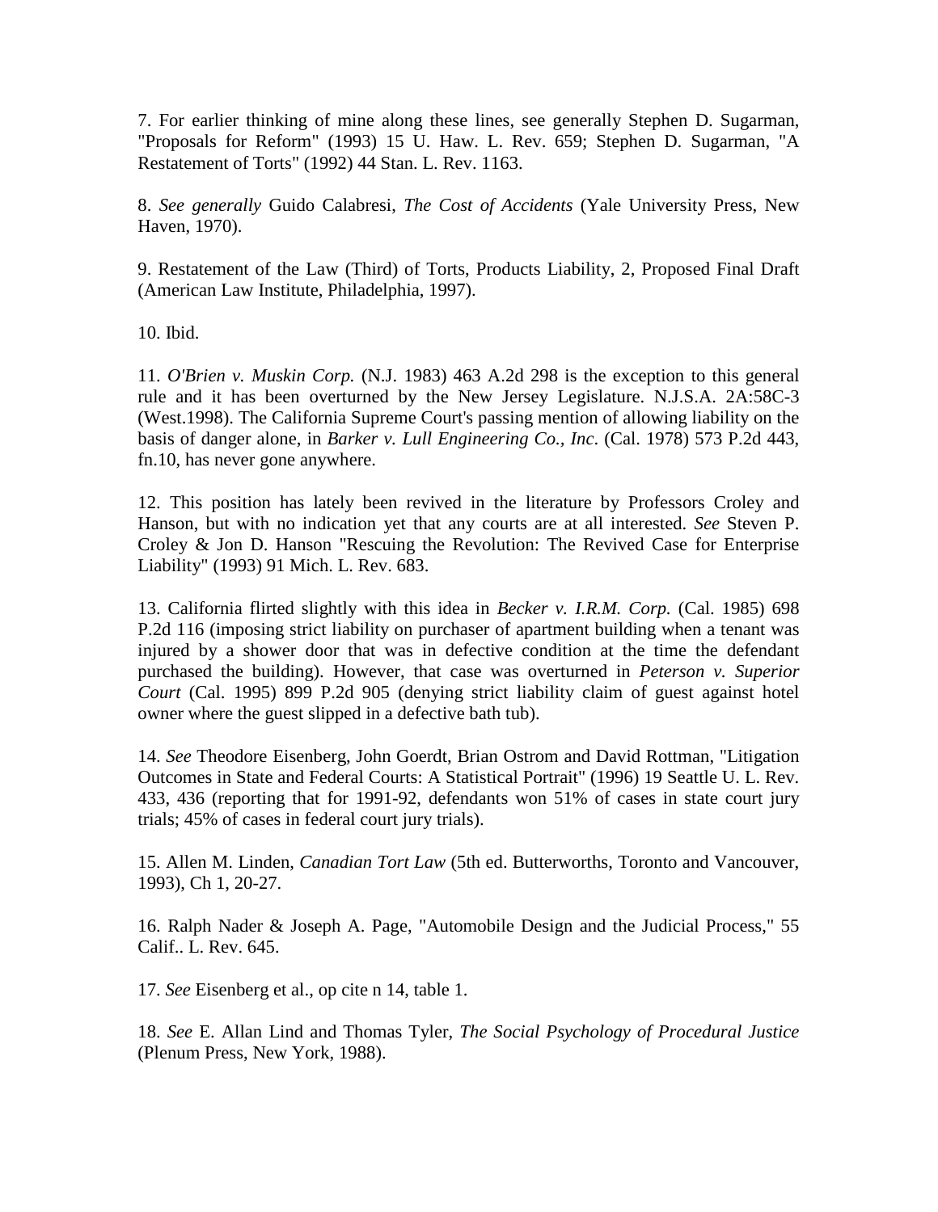7. For earlier thinking of mine along these lines, see generally Stephen D. Sugarman, "Proposals for Reform" (1993) 15 U. Haw. L. Rev. 659; Stephen D. Sugarman, "A Restatement of Torts" (1992) 44 Stan. L. Rev. 1163.

8. *See generally* Guido Calabresi, *The Cost of Accidents* (Yale University Press, New Haven, 1970).

9. Restatement of the Law (Third) of Torts, Products Liability, 2, Proposed Final Draft (American Law Institute, Philadelphia, 1997).

10. Ibid.

11. *O'Brien v. Muskin Corp.* (N.J. 1983) 463 A.2d 298 is the exception to this general rule and it has been overturned by the New Jersey Legislature. N.J.S.A. 2A:58C-3 (West.1998). The California Supreme Court's passing mention of allowing liability on the basis of danger alone, in *Barker v. Lull Engineering Co., Inc*. (Cal. 1978) 573 P.2d 443, fn.10, has never gone anywhere.

12. This position has lately been revived in the literature by Professors Croley and Hanson, but with no indication yet that any courts are at all interested. *See* Steven P. Croley & Jon D. Hanson "Rescuing the Revolution: The Revived Case for Enterprise Liability" (1993) 91 Mich. L. Rev. 683.

13. California flirted slightly with this idea in *Becker v. I.R.M. Corp.* (Cal. 1985) 698 P.2d 116 (imposing strict liability on purchaser of apartment building when a tenant was injured by a shower door that was in defective condition at the time the defendant purchased the building). However, that case was overturned in *Peterson v. Superior Court* (Cal. 1995) 899 P.2d 905 (denying strict liability claim of guest against hotel owner where the guest slipped in a defective bath tub).

14. *See* Theodore Eisenberg, John Goerdt, Brian Ostrom and David Rottman, "Litigation Outcomes in State and Federal Courts: A Statistical Portrait" (1996) 19 Seattle U. L. Rev. 433, 436 (reporting that for 1991-92, defendants won 51% of cases in state court jury trials; 45% of cases in federal court jury trials).

15. Allen M. Linden, *Canadian Tort Law* (5th ed. Butterworths, Toronto and Vancouver, 1993), Ch 1, 20-27.

16. Ralph Nader & Joseph A. Page, "Automobile Design and the Judicial Process," 55 Calif.. L. Rev. 645.

17. *See* Eisenberg et al., op cite n 14, table 1.

18. *See* E. Allan Lind and Thomas Tyler, *The Social Psychology of Procedural Justice* (Plenum Press, New York, 1988).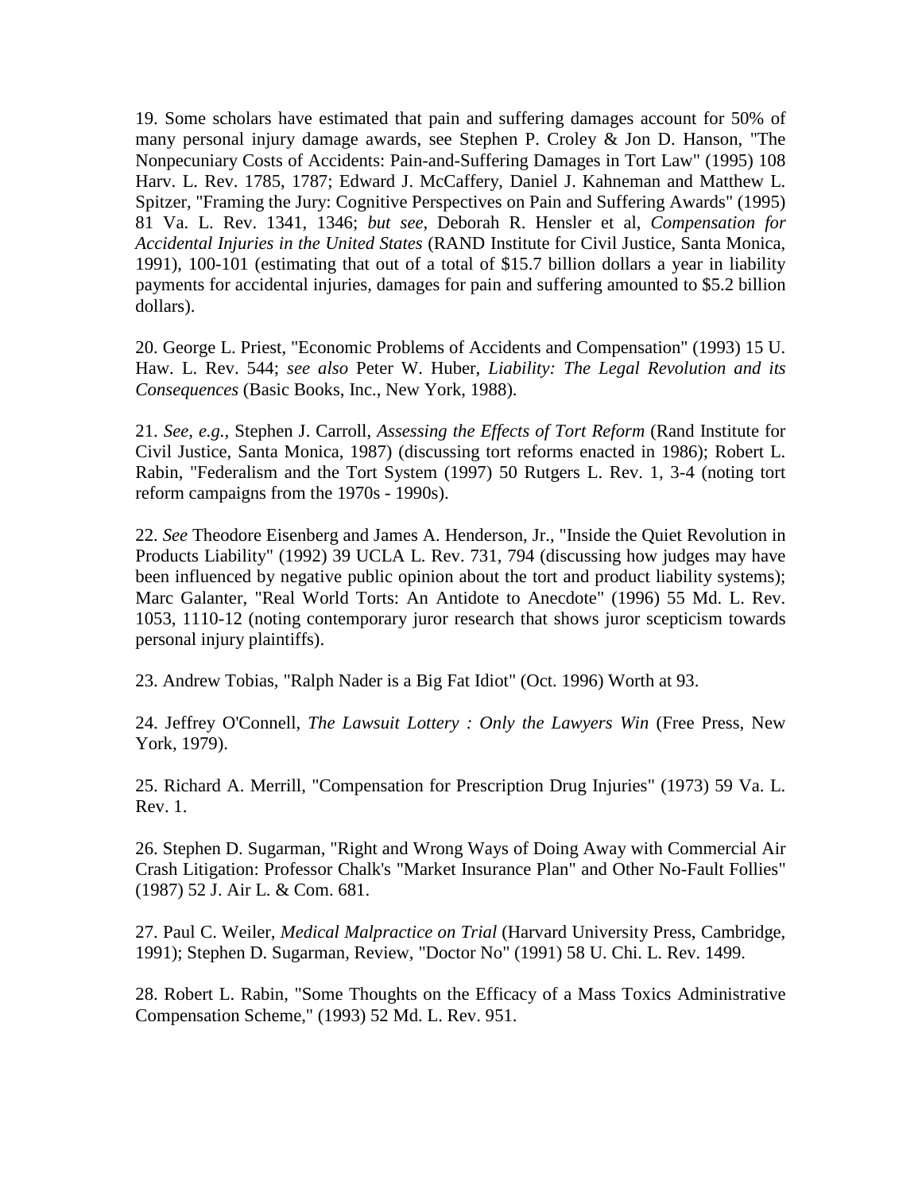19. Some scholars have estimated that pain and suffering damages account for 50% of many personal injury damage awards, see Stephen P. Croley & Jon D. Hanson, "The Nonpecuniary Costs of Accidents: Pain-and-Suffering Damages in Tort Law" (1995) 108 Harv. L. Rev. 1785, 1787; Edward J. McCaffery, Daniel J. Kahneman and Matthew L. Spitzer, "Framing the Jury: Cognitive Perspectives on Pain and Suffering Awards" (1995) 81 Va. L. Rev. 1341, 1346; *but see*, Deborah R. Hensler et al, *Compensation for Accidental Injuries in the United States* (RAND Institute for Civil Justice, Santa Monica, 1991), 100-101 (estimating that out of a total of $15.7 billion dollars a year in liability payments for accidental injuries, damages for pain and suffering amounted to $5.2 billion dollars).

20. George L. Priest, "Economic Problems of Accidents and Compensation" (1993) 15 U. Haw. L. Rev. 544; *see also* Peter W. Huber, *Liability: The Legal Revolution and its Consequences* (Basic Books, Inc., New York, 1988).

21. *See, e.g.*, Stephen J. Carroll, *Assessing the Effects of Tort Reform* (Rand Institute for Civil Justice, Santa Monica, 1987) (discussing tort reforms enacted in 1986); Robert L. Rabin, "Federalism and the Tort System (1997) 50 Rutgers L. Rev. 1, 3-4 (noting tort reform campaigns from the 1970s - 1990s).

22. *See* Theodore Eisenberg and James A. Henderson, Jr., "Inside the Quiet Revolution in Products Liability" (1992) 39 UCLA L. Rev. 731, 794 (discussing how judges may have been influenced by negative public opinion about the tort and product liability systems); Marc Galanter, "Real World Torts: An Antidote to Anecdote" (1996) 55 Md. L. Rev. 1053, 1110-12 (noting contemporary juror research that shows juror scepticism towards personal injury plaintiffs).

23. Andrew Tobias, "Ralph Nader is a Big Fat Idiot" (Oct. 1996) Worth at 93.

24. Jeffrey O'Connell, *The Lawsuit Lottery : Only the Lawyers Win* (Free Press, New York, 1979).

25. Richard A. Merrill, "Compensation for Prescription Drug Injuries" (1973) 59 Va. L. Rev. 1.

26. Stephen D. Sugarman, "Right and Wrong Ways of Doing Away with Commercial Air Crash Litigation: Professor Chalk's "Market Insurance Plan" and Other No-Fault Follies" (1987) 52 J. Air L. & Com. 681.

27. Paul C. Weiler, *Medical Malpractice on Trial* (Harvard University Press, Cambridge, 1991); Stephen D. Sugarman, Review, "Doctor No" (1991) 58 U. Chi. L. Rev. 1499.

28. Robert L. Rabin, "Some Thoughts on the Efficacy of a Mass Toxics Administrative Compensation Scheme," (1993) 52 Md. L. Rev. 951.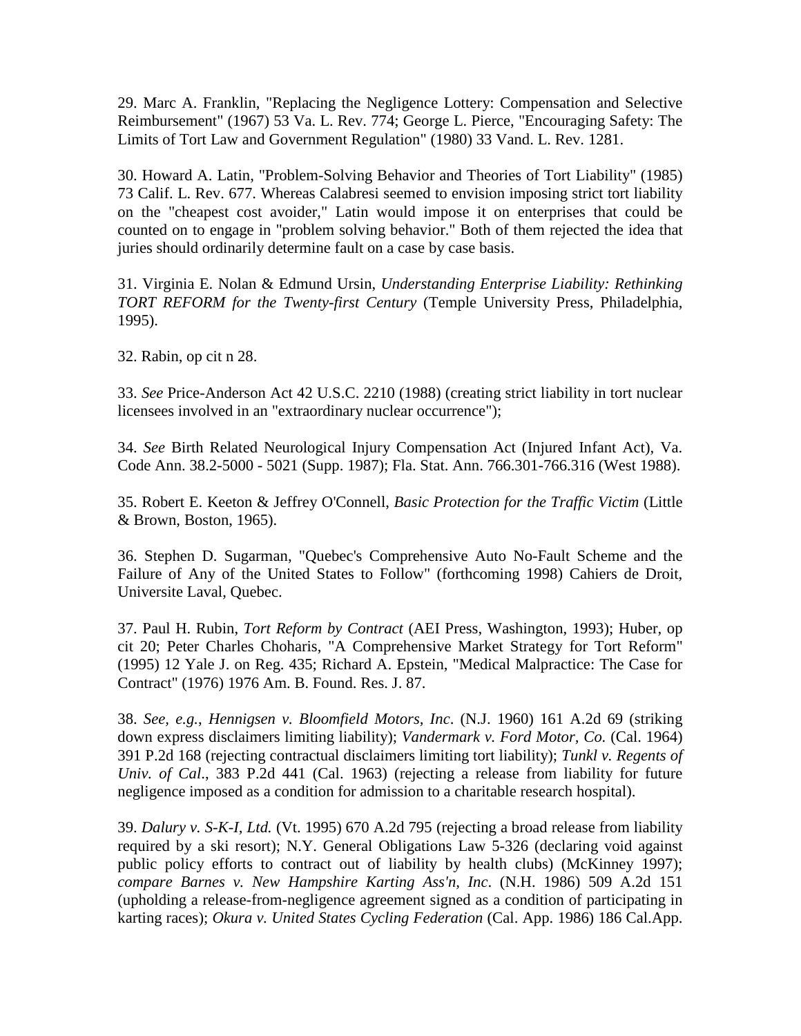29. Marc A. Franklin, "Replacing the Negligence Lottery: Compensation and Selective Reimbursement" (1967) 53 Va. L. Rev. 774; George L. Pierce, "Encouraging Safety: The Limits of Tort Law and Government Regulation" (1980) 33 Vand. L. Rev. 1281.

30. Howard A. Latin, "Problem-Solving Behavior and Theories of Tort Liability" (1985) 73 Calif. L. Rev. 677. Whereas Calabresi seemed to envision imposing strict tort liability on the "cheapest cost avoider," Latin would impose it on enterprises that could be counted on to engage in "problem solving behavior." Both of them rejected the idea that juries should ordinarily determine fault on a case by case basis.

31. Virginia E. Nolan & Edmund Ursin, *Understanding Enterprise Liability: Rethinking TORT REFORM for the Twenty-first Century* (Temple University Press, Philadelphia, 1995).

32. Rabin, op cit n 28.

33. *See* Price-Anderson Act 42 U.S.C. 2210 (1988) (creating strict liability in tort nuclear licensees involved in an "extraordinary nuclear occurrence");

34. *See* Birth Related Neurological Injury Compensation Act (Injured Infant Act), Va. Code Ann. 38.2-5000 - 5021 (Supp. 1987); Fla. Stat. Ann. 766.301-766.316 (West 1988).

35. Robert E. Keeton & Jeffrey O'Connell, *Basic Protection for the Traffic Victim* (Little & Brown, Boston, 1965).

36. Stephen D. Sugarman, "Quebec's Comprehensive Auto No-Fault Scheme and the Failure of Any of the United States to Follow" (forthcoming 1998) Cahiers de Droit, Universite Laval, Quebec.

37. Paul H. Rubin, *Tort Reform by Contract* (AEI Press, Washington, 1993); Huber, op cit 20; Peter Charles Choharis, "A Comprehensive Market Strategy for Tort Reform" (1995) 12 Yale J. on Reg. 435; Richard A. Epstein, "Medical Malpractice: The Case for Contract" (1976) 1976 Am. B. Found. Res. J. 87.

38. *See, e.g.*, *Hennigsen v. Bloomfield Motors, Inc*. (N.J. 1960) 161 A.2d 69 (striking down express disclaimers limiting liability); *Vandermark v. Ford Motor, Co.* (Cal. 1964) 391 P.2d 168 (rejecting contractual disclaimers limiting tort liability); *Tunkl v. Regents of Univ. of Cal*., 383 P.2d 441 (Cal. 1963) (rejecting a release from liability for future negligence imposed as a condition for admission to a charitable research hospital).

39. *Dalury v. S-K-I, Ltd.* (Vt. 1995) 670 A.2d 795 (rejecting a broad release from liability required by a ski resort); N.Y. General Obligations Law 5-326 (declaring void against public policy efforts to contract out of liability by health clubs) (McKinney 1997); *compare Barnes v. New Hampshire Karting Ass'n, Inc*. (N.H. 1986) 509 A.2d 151 (upholding a release-from-negligence agreement signed as a condition of participating in karting races); *Okura v. United States Cycling Federation* (Cal. App. 1986) 186 Cal.App.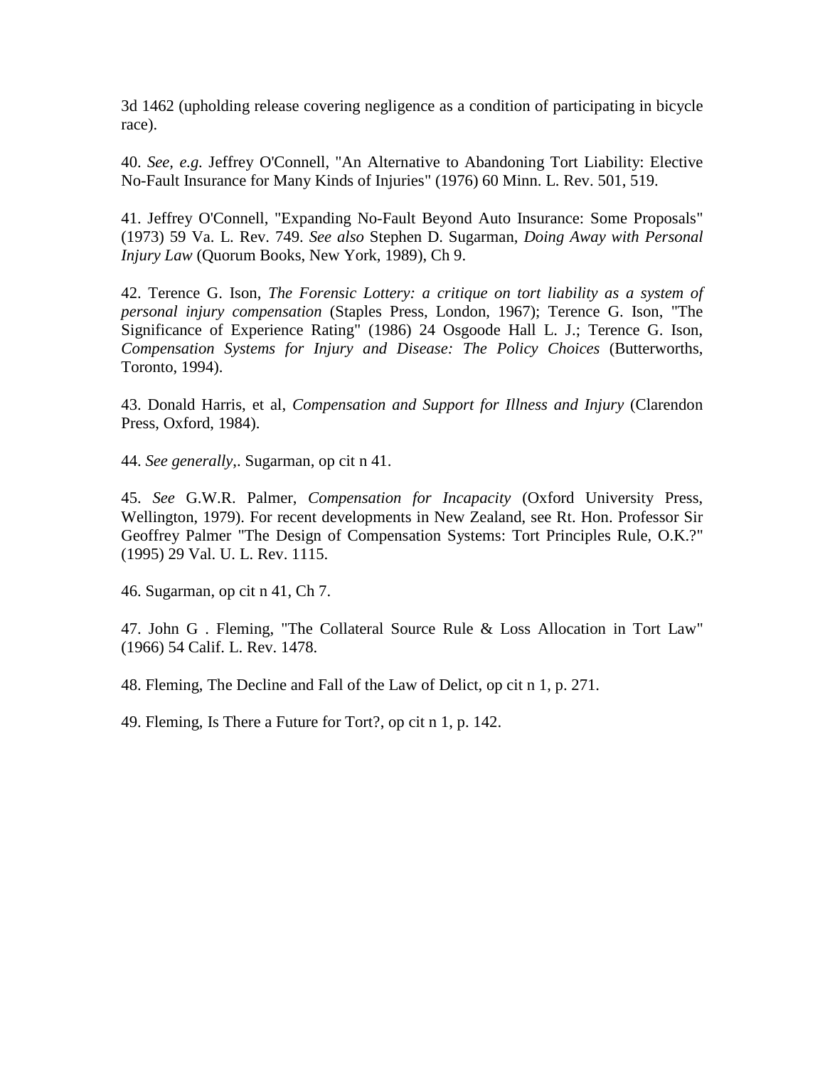3d 1462 (upholding release covering negligence as a condition of participating in bicycle race).

40. *See, e.g*. Jeffrey O'Connell, "An Alternative to Abandoning Tort Liability: Elective No-Fault Insurance for Many Kinds of Injuries" (1976) 60 Minn. L. Rev. 501, 519.

41. Jeffrey O'Connell, "Expanding No-Fault Beyond Auto Insurance: Some Proposals" (1973) 59 Va. L. Rev. 749. *See also* Stephen D. Sugarman, *Doing Away with Personal Injury Law* (Quorum Books, New York, 1989), Ch 9.

42. Terence G. Ison, *The Forensic Lottery: a critique on tort liability as a system of personal injury compensation* (Staples Press, London, 1967); Terence G. Ison, "The Significance of Experience Rating" (1986) 24 Osgoode Hall L. J.; Terence G. Ison, *Compensation Systems for Injury and Disease: The Policy Choices* (Butterworths, Toronto, 1994).

43. Donald Harris, et al, *Compensation and Support for Illness and Injury* (Clarendon Press, Oxford, 1984).

44. *See generally*,. Sugarman, op cit n 41.

45. *See* G.W.R. Palmer, *Compensation for Incapacity* (Oxford University Press, Wellington, 1979). For recent developments in New Zealand, see Rt. Hon. Professor Sir Geoffrey Palmer "The Design of Compensation Systems: Tort Principles Rule, O.K.?" (1995) 29 Val. U. L. Rev. 1115.

46. Sugarman, op cit n 41, Ch 7.

47. John G . Fleming, "The Collateral Source Rule & Loss Allocation in Tort Law" (1966) 54 Calif. L. Rev. 1478.

48. Fleming, The Decline and Fall of the Law of Delict, op cit n 1, p. 271.

49. Fleming, Is There a Future for Tort?, op cit n 1, p. 142.